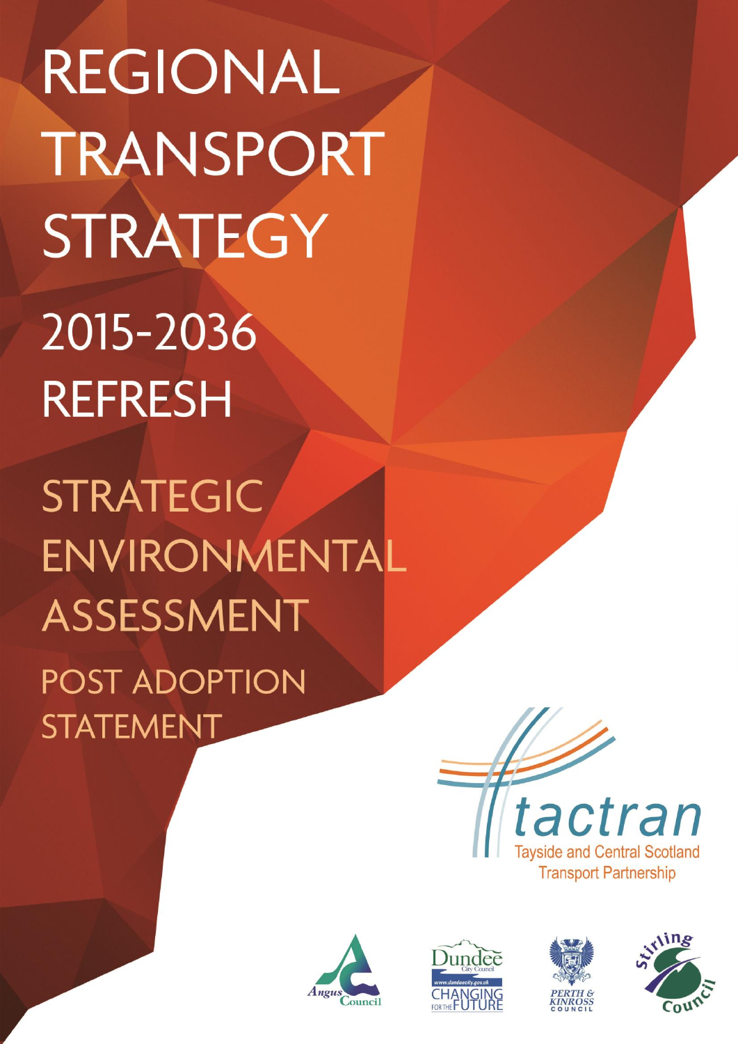# REGIONAL TRANSPORT STRATEGY

## 2015-2036 REFRESH

## STRATEGIC ENVIRONMENTAL ASSESSMENT

## POST ADOPTION STATEMENT

tactran

Tayside and Central Scotland Transport Partnership

Angus Council

Dundee City Council
www.dundeecity.gov.uk
CHANGING FOR THE FUTURE

PERTH & KINROSS COUNCIL

Stirling Council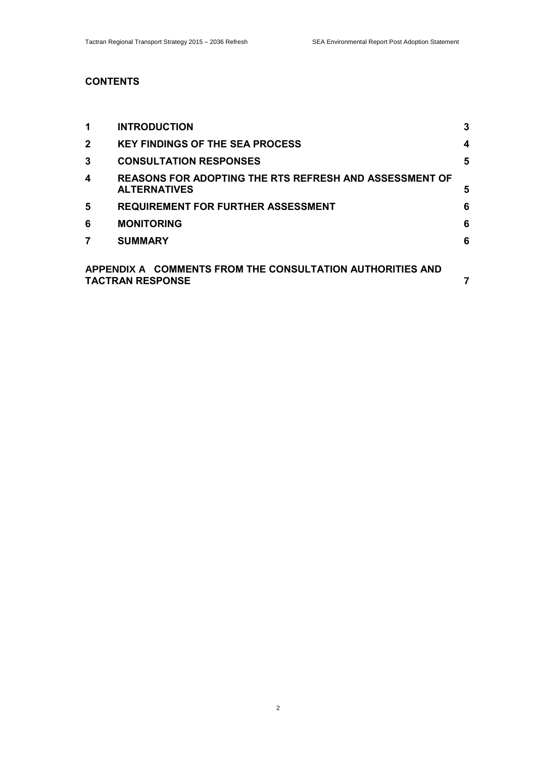# CONTENTS

| | | |
|---|---|---|
| 1 | INTRODUCTION | 3 |
| 2 | KEY FINDINGS OF THE SEA PROCESS | 4 |
| 3 | CONSULTATION RESPONSES | 5 |
| 4 | REASONS FOR ADOPTING THE RTS REFRESH AND ASSESSMENT OF ALTERNATIVES | 5 |
| 5 | REQUIREMENT FOR FURTHER ASSESSMENT | 6 |
| 6 | MONITORING | 6 |
| 7 | SUMMARY | 6 |
| | APPENDIX A COMMENTS FROM THE CONSULTATION AUTHORITIES AND TACTRAN RESPONSE | 7 |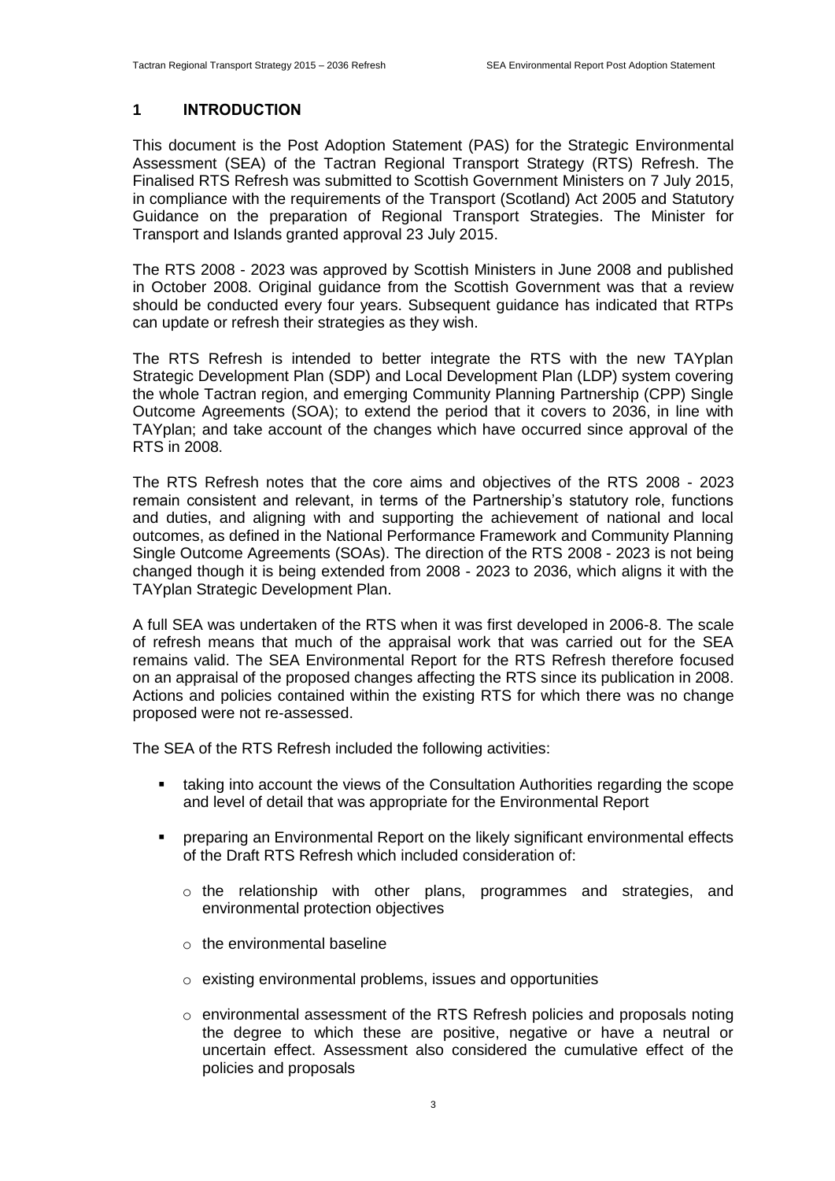## 1 INTRODUCTION

This document is the Post Adoption Statement (PAS) for the Strategic Environmental Assessment (SEA) of the Tactran Regional Transport Strategy (RTS) Refresh. The Finalised RTS Refresh was submitted to Scottish Government Ministers on 7 July 2015, in compliance with the requirements of the Transport (Scotland) Act 2005 and Statutory Guidance on the preparation of Regional Transport Strategies. The Minister for Transport and Islands granted approval 23 July 2015.

The RTS 2008 - 2023 was approved by Scottish Ministers in June 2008 and published in October 2008. Original guidance from the Scottish Government was that a review should be conducted every four years. Subsequent guidance has indicated that RTPs can update or refresh their strategies as they wish.

The RTS Refresh is intended to better integrate the RTS with the new TAYplan Strategic Development Plan (SDP) and Local Development Plan (LDP) system covering the whole Tactran region, and emerging Community Planning Partnership (CPP) Single Outcome Agreements (SOA); to extend the period that it covers to 2036, in line with TAYplan; and take account of the changes which have occurred since approval of the RTS in 2008.

The RTS Refresh notes that the core aims and objectives of the RTS 2008 - 2023 remain consistent and relevant, in terms of the Partnership's statutory role, functions and duties, and aligning with and supporting the achievement of national and local outcomes, as defined in the National Performance Framework and Community Planning Single Outcome Agreements (SOAs). The direction of the RTS 2008 - 2023 is not being changed though it is being extended from 2008 - 2023 to 2036, which aligns it with the TAYplan Strategic Development Plan.

A full SEA was undertaken of the RTS when it was first developed in 2006-8. The scale of refresh means that much of the appraisal work that was carried out for the SEA remains valid. The SEA Environmental Report for the RTS Refresh therefore focused on an appraisal of the proposed changes affecting the RTS since its publication in 2008. Actions and policies contained within the existing RTS for which there was no change proposed were not re-assessed.

The SEA of the RTS Refresh included the following activities:

- taking into account the views of the Consultation Authorities regarding the scope and level of detail that was appropriate for the Environmental Report
- preparing an Environmental Report on the likely significant environmental effects of the Draft RTS Refresh which included consideration of:
  - the relationship with other plans, programmes and strategies, and environmental protection objectives
  - the environmental baseline
  - existing environmental problems, issues and opportunities
  - environmental assessment of the RTS Refresh policies and proposals noting the degree to which these are positive, negative or have a neutral or uncertain effect. Assessment also considered the cumulative effect of the policies and proposals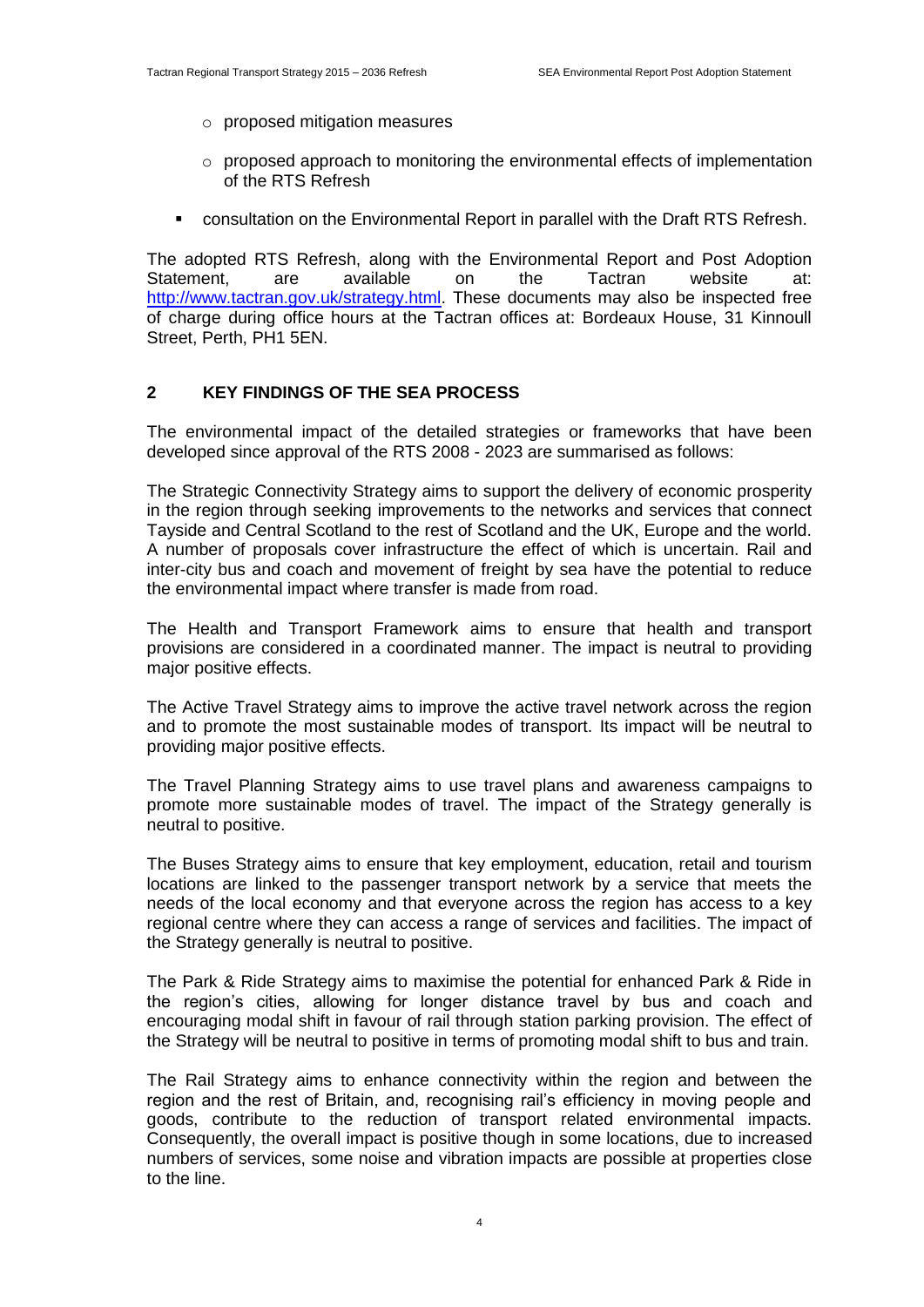- proposed mitigation measures
  - proposed approach to monitoring the environmental effects of implementation of the RTS Refresh
- consultation on the Environmental Report in parallel with the Draft RTS Refresh.

The adopted RTS Refresh, along with the Environmental Report and Post Adoption Statement, are available on the Tactran website at: http://www.tactran.gov.uk/strategy.html. These documents may also be inspected free of charge during office hours at the Tactran offices at: Bordeaux House, 31 Kinnoull Street, Perth, PH1 5EN.

## 2 KEY FINDINGS OF THE SEA PROCESS

The environmental impact of the detailed strategies or frameworks that have been developed since approval of the RTS 2008 - 2023 are summarised as follows:

The Strategic Connectivity Strategy aims to support the delivery of economic prosperity in the region through seeking improvements to the networks and services that connect Tayside and Central Scotland to the rest of Scotland and the UK, Europe and the world. A number of proposals cover infrastructure the effect of which is uncertain. Rail and inter-city bus and coach and movement of freight by sea have the potential to reduce the environmental impact where transfer is made from road.

The Health and Transport Framework aims to ensure that health and transport provisions are considered in a coordinated manner. The impact is neutral to providing major positive effects.

The Active Travel Strategy aims to improve the active travel network across the region and to promote the most sustainable modes of transport. Its impact will be neutral to providing major positive effects.

The Travel Planning Strategy aims to use travel plans and awareness campaigns to promote more sustainable modes of travel. The impact of the Strategy generally is neutral to positive.

The Buses Strategy aims to ensure that key employment, education, retail and tourism locations are linked to the passenger transport network by a service that meets the needs of the local economy and that everyone across the region has access to a key regional centre where they can access a range of services and facilities. The impact of the Strategy generally is neutral to positive.

The Park & Ride Strategy aims to maximise the potential for enhanced Park & Ride in the region's cities, allowing for longer distance travel by bus and coach and encouraging modal shift in favour of rail through station parking provision. The effect of the Strategy will be neutral to positive in terms of promoting modal shift to bus and train.

The Rail Strategy aims to enhance connectivity within the region and between the region and the rest of Britain, and, recognising rail's efficiency in moving people and goods, contribute to the reduction of transport related environmental impacts. Consequently, the overall impact is positive though in some locations, due to increased numbers of services, some noise and vibration impacts are possible at properties close to the line.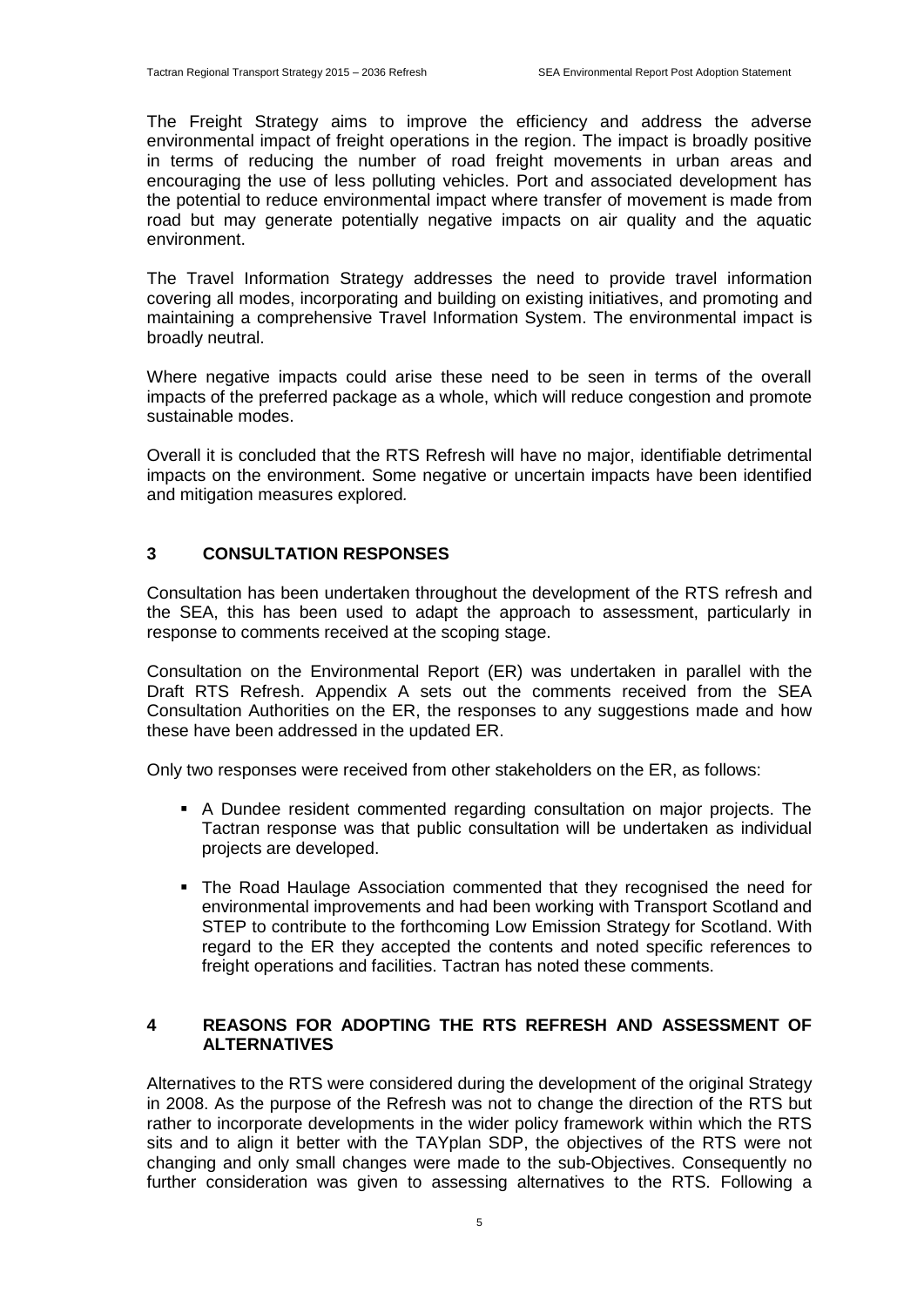The Freight Strategy aims to improve the efficiency and address the adverse environmental impact of freight operations in the region. The impact is broadly positive in terms of reducing the number of road freight movements in urban areas and encouraging the use of less polluting vehicles. Port and associated development has the potential to reduce environmental impact where transfer of movement is made from road but may generate potentially negative impacts on air quality and the aquatic environment.

The Travel Information Strategy addresses the need to provide travel information covering all modes, incorporating and building on existing initiatives, and promoting and maintaining a comprehensive Travel Information System. The environmental impact is broadly neutral.

Where negative impacts could arise these need to be seen in terms of the overall impacts of the preferred package as a whole, which will reduce congestion and promote sustainable modes.

Overall it is concluded that the RTS Refresh will have no major, identifiable detrimental impacts on the environment. Some negative or uncertain impacts have been identified and mitigation measures explored*.*

## 3 CONSULTATION RESPONSES

Consultation has been undertaken throughout the development of the RTS refresh and the SEA, this has been used to adapt the approach to assessment, particularly in response to comments received at the scoping stage.

Consultation on the Environmental Report (ER) was undertaken in parallel with the Draft RTS Refresh. Appendix A sets out the comments received from the SEA Consultation Authorities on the ER, the responses to any suggestions made and how these have been addressed in the updated ER.

Only two responses were received from other stakeholders on the ER, as follows:

- A Dundee resident commented regarding consultation on major projects. The Tactran response was that public consultation will be undertaken as individual projects are developed.
- The Road Haulage Association commented that they recognised the need for environmental improvements and had been working with Transport Scotland and STEP to contribute to the forthcoming Low Emission Strategy for Scotland. With regard to the ER they accepted the contents and noted specific references to freight operations and facilities. Tactran has noted these comments.

## 4 REASONS FOR ADOPTING THE RTS REFRESH AND ASSESSMENT OF ALTERNATIVES

Alternatives to the RTS were considered during the development of the original Strategy in 2008. As the purpose of the Refresh was not to change the direction of the RTS but rather to incorporate developments in the wider policy framework within which the RTS sits and to align it better with the TAYplan SDP, the objectives of the RTS were not changing and only small changes were made to the sub-Objectives. Consequently no further consideration was given to assessing alternatives to the RTS. Following a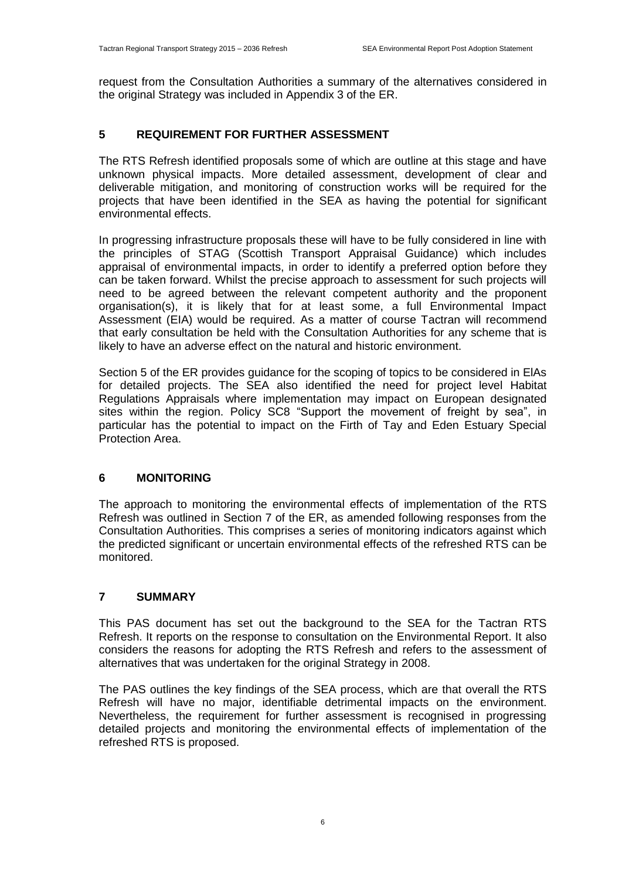request from the Consultation Authorities a summary of the alternatives considered in the original Strategy was included in Appendix 3 of the ER.

## 5 REQUIREMENT FOR FURTHER ASSESSMENT

The RTS Refresh identified proposals some of which are outline at this stage and have unknown physical impacts. More detailed assessment, development of clear and deliverable mitigation, and monitoring of construction works will be required for the projects that have been identified in the SEA as having the potential for significant environmental effects.

In progressing infrastructure proposals these will have to be fully considered in line with the principles of STAG (Scottish Transport Appraisal Guidance) which includes appraisal of environmental impacts, in order to identify a preferred option before they can be taken forward. Whilst the precise approach to assessment for such projects will need to be agreed between the relevant competent authority and the proponent organisation(s), it is likely that for at least some, a full Environmental Impact Assessment (EIA) would be required. As a matter of course Tactran will recommend that early consultation be held with the Consultation Authorities for any scheme that is likely to have an adverse effect on the natural and historic environment.

Section 5 of the ER provides guidance for the scoping of topics to be considered in EIAs for detailed projects. The SEA also identified the need for project level Habitat Regulations Appraisals where implementation may impact on European designated sites within the region. Policy SC8 "Support the movement of freight by sea", in particular has the potential to impact on the Firth of Tay and Eden Estuary Special Protection Area.

## 6 MONITORING

The approach to monitoring the environmental effects of implementation of the RTS Refresh was outlined in Section 7 of the ER, as amended following responses from the Consultation Authorities. This comprises a series of monitoring indicators against which the predicted significant or uncertain environmental effects of the refreshed RTS can be monitored.

## 7 SUMMARY

This PAS document has set out the background to the SEA for the Tactran RTS Refresh. It reports on the response to consultation on the Environmental Report. It also considers the reasons for adopting the RTS Refresh and refers to the assessment of alternatives that was undertaken for the original Strategy in 2008.

The PAS outlines the key findings of the SEA process, which are that overall the RTS Refresh will have no major, identifiable detrimental impacts on the environment. Nevertheless, the requirement for further assessment is recognised in progressing detailed projects and monitoring the environmental effects of implementation of the refreshed RTS is proposed.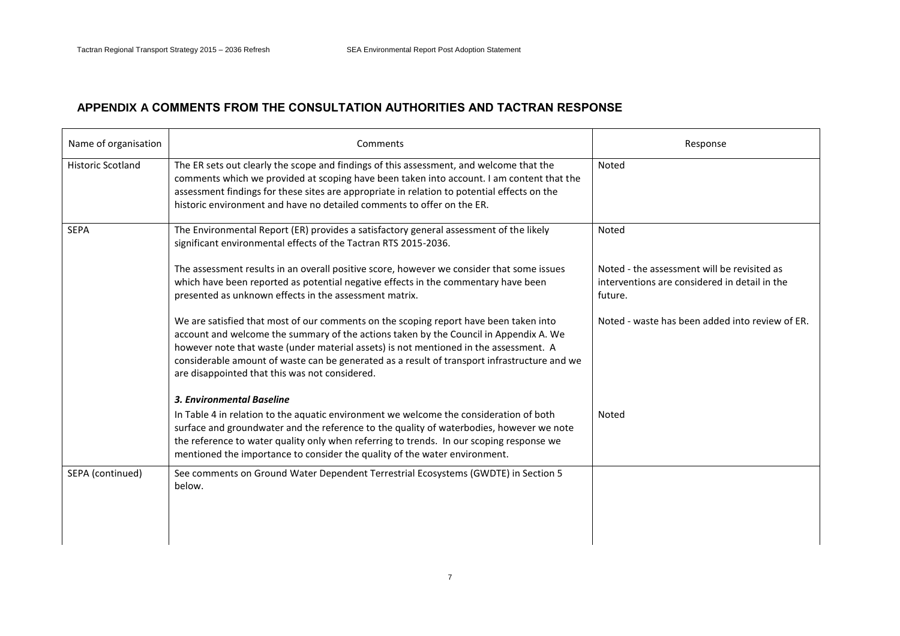## APPENDIX A COMMENTS FROM THE CONSULTATION AUTHORITIES AND TACTRAN RESPONSE

| Name of organisation | Comments | Response |
|---|---|---|
| Historic Scotland | The ER sets out clearly the scope and findings of this assessment, and welcome that the comments which we provided at scoping have been taken into account. I am content that the assessment findings for these sites are appropriate in relation to potential effects on the historic environment and have no detailed comments to offer on the ER. | Noted |
| SEPA | The Environmental Report (ER) provides a satisfactory general assessment of the likely significant environmental effects of the Tactran RTS 2015-2036. | Noted |
| | The assessment results in an overall positive score, however we consider that some issues which have been reported as potential negative effects in the commentary have been presented as unknown effects in the assessment matrix. | Noted - the assessment will be revisited as interventions are considered in detail in the future. |
| | We are satisfied that most of our comments on the scoping report have been taken into account and welcome the summary of the actions taken by the Council in Appendix A. We however note that waste (under material assets) is not mentioned in the assessment. A considerable amount of waste can be generated as a result of transport infrastructure and we are disappointed that this was not considered. | Noted - waste has been added into review of ER. |
| | ***3. Environmental Baseline*** In Table 4 in relation to the aquatic environment we welcome the consideration of both surface and groundwater and the reference to the quality of waterbodies, however we note the reference to water quality only when referring to trends. In our scoping response we mentioned the importance to consider the quality of the water environment. | Noted |
| SEPA (continued) | See comments on Ground Water Dependent Terrestrial Ecosystems (GWDTE) in Section 5 below. | |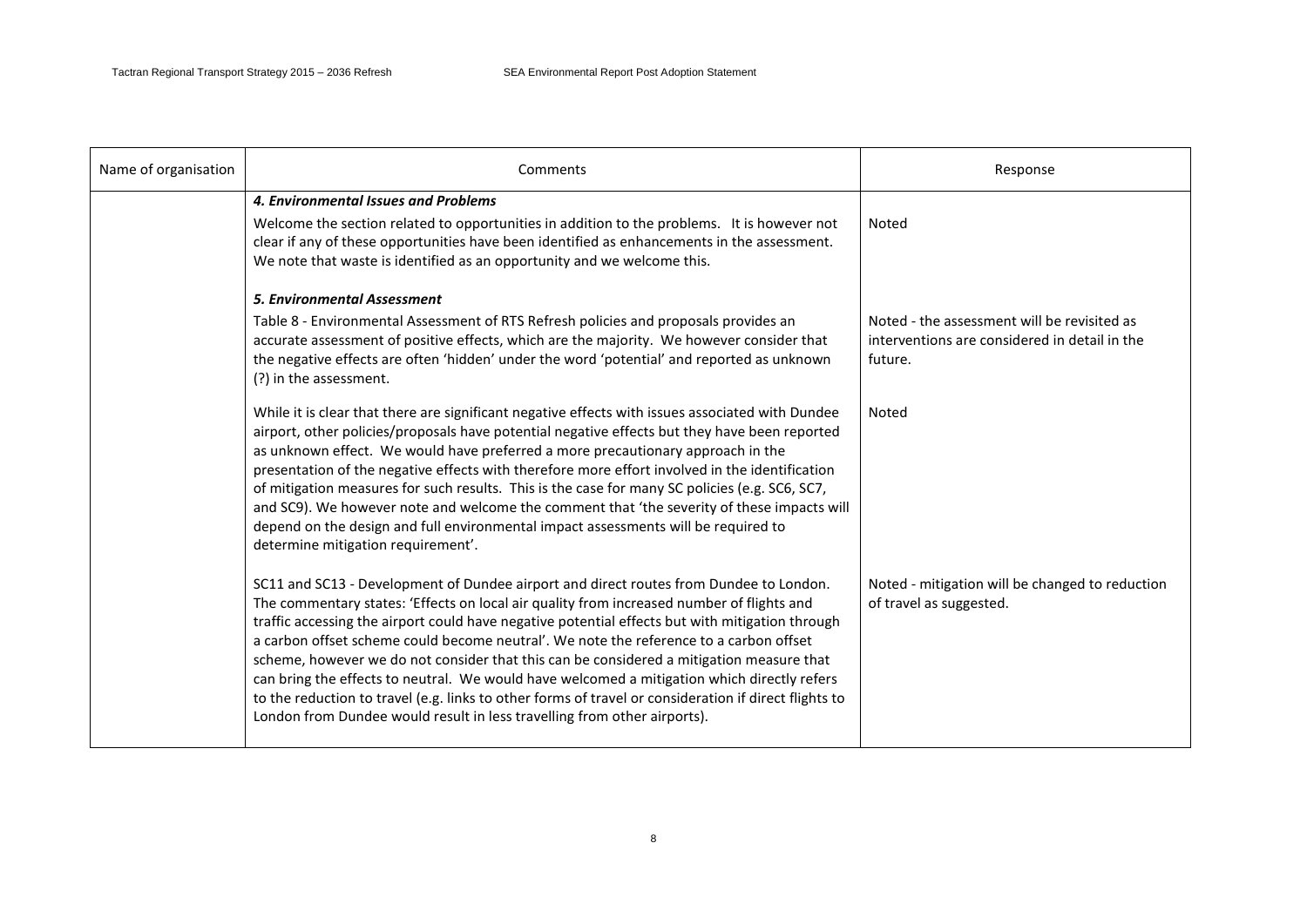| Name of organisation | Comments | Response |
|---|---|---|
| | ***4. Environmental Issues and Problems*** | |
| | Welcome the section related to opportunities in addition to the problems. It is however not clear if any of these opportunities have been identified as enhancements in the assessment. We note that waste is identified as an opportunity and we welcome this. | Noted |
| | ***5. Environmental Assessment*** | |
| | Table 8 - Environmental Assessment of RTS Refresh policies and proposals provides an accurate assessment of positive effects, which are the majority. We however consider that the negative effects are often 'hidden' under the word 'potential' and reported as unknown (?) in the assessment. | Noted - the assessment will be revisited as interventions are considered in detail in the future. |
| | While it is clear that there are significant negative effects with issues associated with Dundee airport, other policies/proposals have potential negative effects but they have been reported as unknown effect. We would have preferred a more precautionary approach in the presentation of the negative effects with therefore more effort involved in the identification of mitigation measures for such results. This is the case for many SC policies (e.g. SC6, SC7, and SC9). We however note and welcome the comment that 'the severity of these impacts will depend on the design and full environmental impact assessments will be required to determine mitigation requirement'. | Noted |
| | SC11 and SC13 - Development of Dundee airport and direct routes from Dundee to London. The commentary states: 'Effects on local air quality from increased number of flights and traffic accessing the airport could have negative potential effects but with mitigation through a carbon offset scheme could become neutral'. We note the reference to a carbon offset scheme, however we do not consider that this can be considered a mitigation measure that can bring the effects to neutral. We would have welcomed a mitigation which directly refers to the reduction to travel (e.g. links to other forms of travel or consideration if direct flights to London from Dundee would result in less travelling from other airports). | Noted - mitigation will be changed to reduction of travel as suggested. |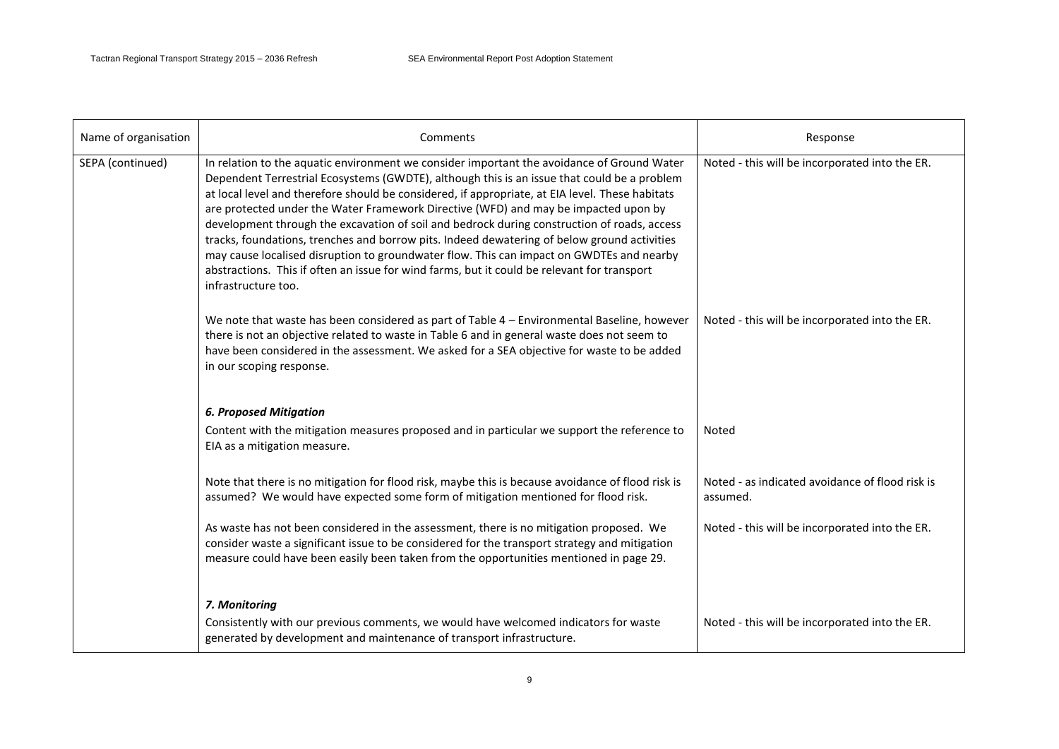| Name of organisation | Comments | Response |
|---|---|---|
| SEPA (continued) | In relation to the aquatic environment we consider important the avoidance of Ground Water Dependent Terrestrial Ecosystems (GWDTE), although this is an issue that could be a problem at local level and therefore should be considered, if appropriate, at EIA level. These habitats are protected under the Water Framework Directive (WFD) and may be impacted upon by development through the excavation of soil and bedrock during construction of roads, access tracks, foundations, trenches and borrow pits. Indeed dewatering of below ground activities may cause localised disruption to groundwater flow. This can impact on GWDTEs and nearby abstractions. This if often an issue for wind farms, but it could be relevant for transport infrastructure too. | Noted - this will be incorporated into the ER. |
| | We note that waste has been considered as part of Table 4 – Environmental Baseline, however there is not an objective related to waste in Table 6 and in general waste does not seem to have been considered in the assessment. We asked for a SEA objective for waste to be added in our scoping response. | Noted - this will be incorporated into the ER. |
| | ***6. Proposed Mitigation*** | |
| | Content with the mitigation measures proposed and in particular we support the reference to EIA as a mitigation measure. | Noted |
| | Note that there is no mitigation for flood risk, maybe this is because avoidance of flood risk is assumed? We would have expected some form of mitigation mentioned for flood risk. | Noted - as indicated avoidance of flood risk is assumed. |
| | As waste has not been considered in the assessment, there is no mitigation proposed. We consider waste a significant issue to be considered for the transport strategy and mitigation measure could have been easily been taken from the opportunities mentioned in page 29. | Noted - this will be incorporated into the ER. |
| | ***7. Monitoring*** | |
| | Consistently with our previous comments, we would have welcomed indicators for waste generated by development and maintenance of transport infrastructure. | Noted - this will be incorporated into the ER. |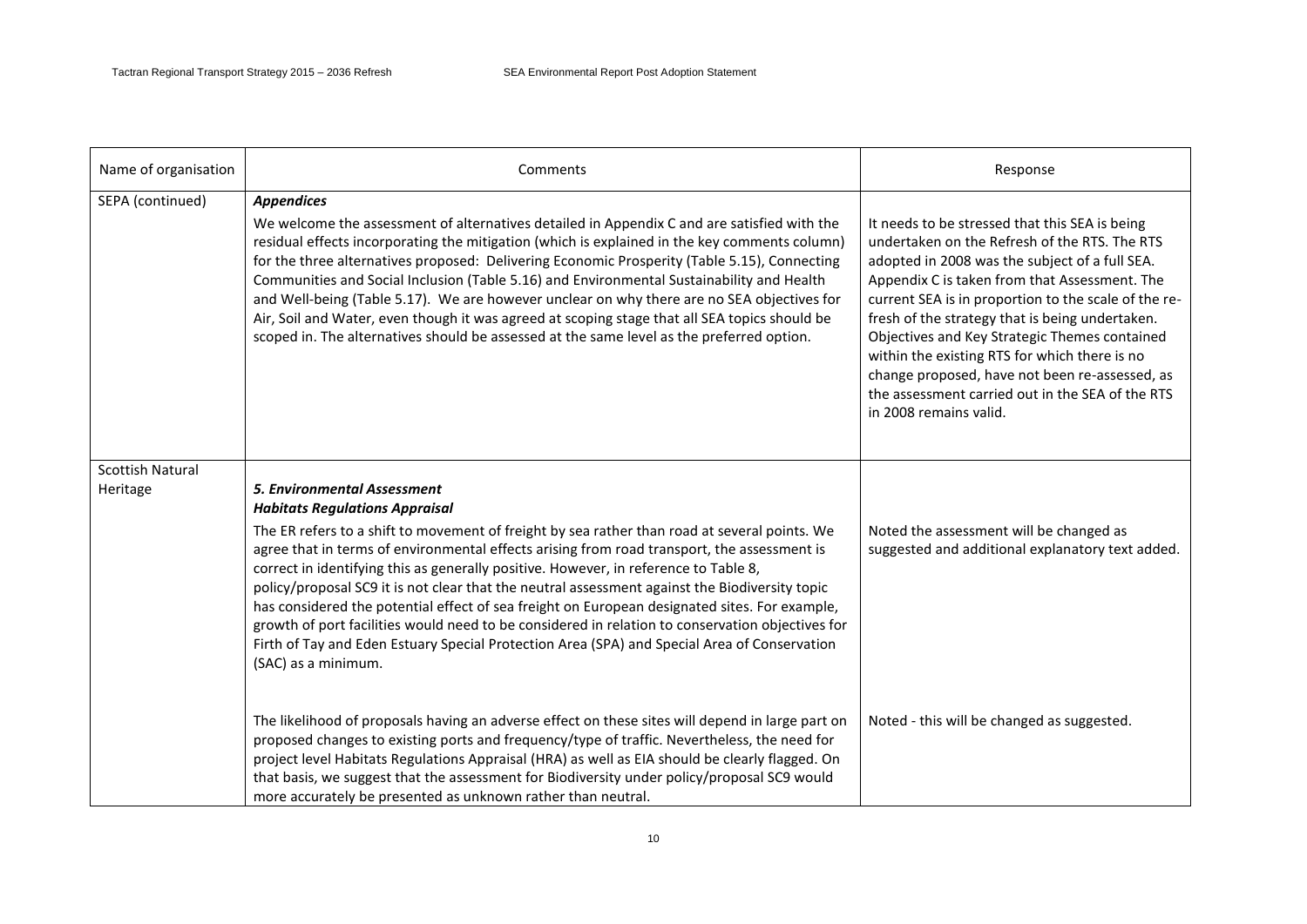| Name of organisation | Comments | Response |
| --- | --- | --- |
| SEPA (continued) | ***Appendices*** We welcome the assessment of alternatives detailed in Appendix C and are satisfied with the residual effects incorporating the mitigation (which is explained in the key comments column) for the three alternatives proposed: Delivering Economic Prosperity (Table 5.15), Connecting Communities and Social Inclusion (Table 5.16) and Environmental Sustainability and Health and Well-being (Table 5.17). We are however unclear on why there are no SEA objectives for Air, Soil and Water, even though it was agreed at scoping stage that all SEA topics should be scoped in. The alternatives should be assessed at the same level as the preferred option. | It needs to be stressed that this SEA is being undertaken on the Refresh of the RTS. The RTS adopted in 2008 was the subject of a full SEA. Appendix C is taken from that Assessment. The current SEA is in proportion to the scale of the re-fresh of the strategy that is being undertaken. Objectives and Key Strategic Themes contained within the existing RTS for which there is no change proposed, have not been re-assessed, as the assessment carried out in the SEA of the RTS in 2008 remains valid. |
| Scottish Natural Heritage | ***5. Environmental Assessment*** ***Habitats Regulations Appraisal*** The ER refers to a shift to movement of freight by sea rather than road at several points. We agree that in terms of environmental effects arising from road transport, the assessment is correct in identifying this as generally positive. However, in reference to Table 8, policy/proposal SC9 it is not clear that the neutral assessment against the Biodiversity topic has considered the potential effect of sea freight on European designated sites. For example, growth of port facilities would need to be considered in relation to conservation objectives for Firth of Tay and Eden Estuary Special Protection Area (SPA) and Special Area of Conservation (SAC) as a minimum. | Noted the assessment will be changed as suggested and additional explanatory text added. |
| | The likelihood of proposals having an adverse effect on these sites will depend in large part on proposed changes to existing ports and frequency/type of traffic. Nevertheless, the need for project level Habitats Regulations Appraisal (HRA) as well as EIA should be clearly flagged. On that basis, we suggest that the assessment for Biodiversity under policy/proposal SC9 would more accurately be presented as unknown rather than neutral. | Noted - this will be changed as suggested. |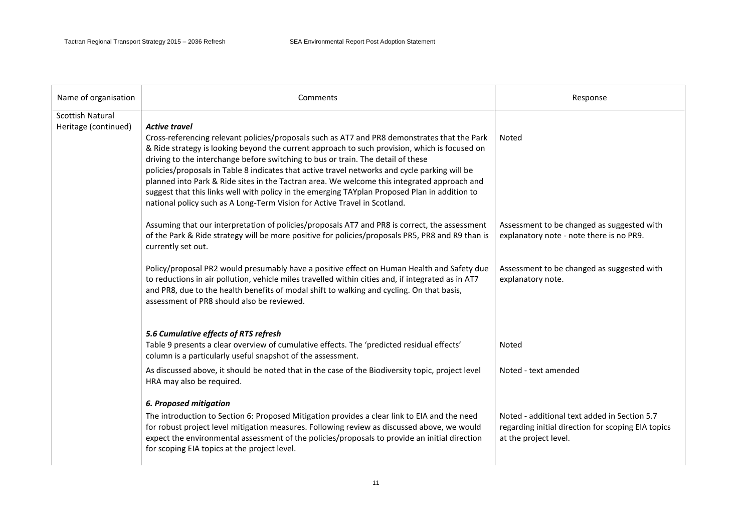| Name of organisation | Comments | Response |
|---|---|---|
| Scottish Natural Heritage (continued) | ***Active travel*** Cross-referencing relevant policies/proposals such as AT7 and PR8 demonstrates that the Park & Ride strategy is looking beyond the current approach to such provision, which is focused on driving to the interchange before switching to bus or train. The detail of these policies/proposals in Table 8 indicates that active travel networks and cycle parking will be planned into Park & Ride sites in the Tactran area. We welcome this integrated approach and suggest that this links well with policy in the emerging TAYplan Proposed Plan in addition to national policy such as A Long-Term Vision for Active Travel in Scotland. | Noted |
| | Assuming that our interpretation of policies/proposals AT7 and PR8 is correct, the assessment of the Park & Ride strategy will be more positive for policies/proposals PR5, PR8 and R9 than is currently set out. | Assessment to be changed as suggested with explanatory note - note there is no PR9. |
| | Policy/proposal PR2 would presumably have a positive effect on Human Health and Safety due to reductions in air pollution, vehicle miles travelled within cities and, if integrated as in AT7 and PR8, due to the health benefits of modal shift to walking and cycling. On that basis, assessment of PR8 should also be reviewed. | Assessment to be changed as suggested with explanatory note. |
| | ***5.6 Cumulative effects of RTS refresh*** Table 9 presents a clear overview of cumulative effects. The 'predicted residual effects' column is a particularly useful snapshot of the assessment. | Noted |
| | As discussed above, it should be noted that in the case of the Biodiversity topic, project level HRA may also be required. | Noted - text amended |
| | ***6. Proposed mitigation*** The introduction to Section 6: Proposed Mitigation provides a clear link to EIA and the need for robust project level mitigation measures. Following review as discussed above, we would expect the environmental assessment of the policies/proposals to provide an initial direction for scoping EIA topics at the project level. | Noted - additional text added in Section 5.7 regarding initial direction for scoping EIA topics at the project level. |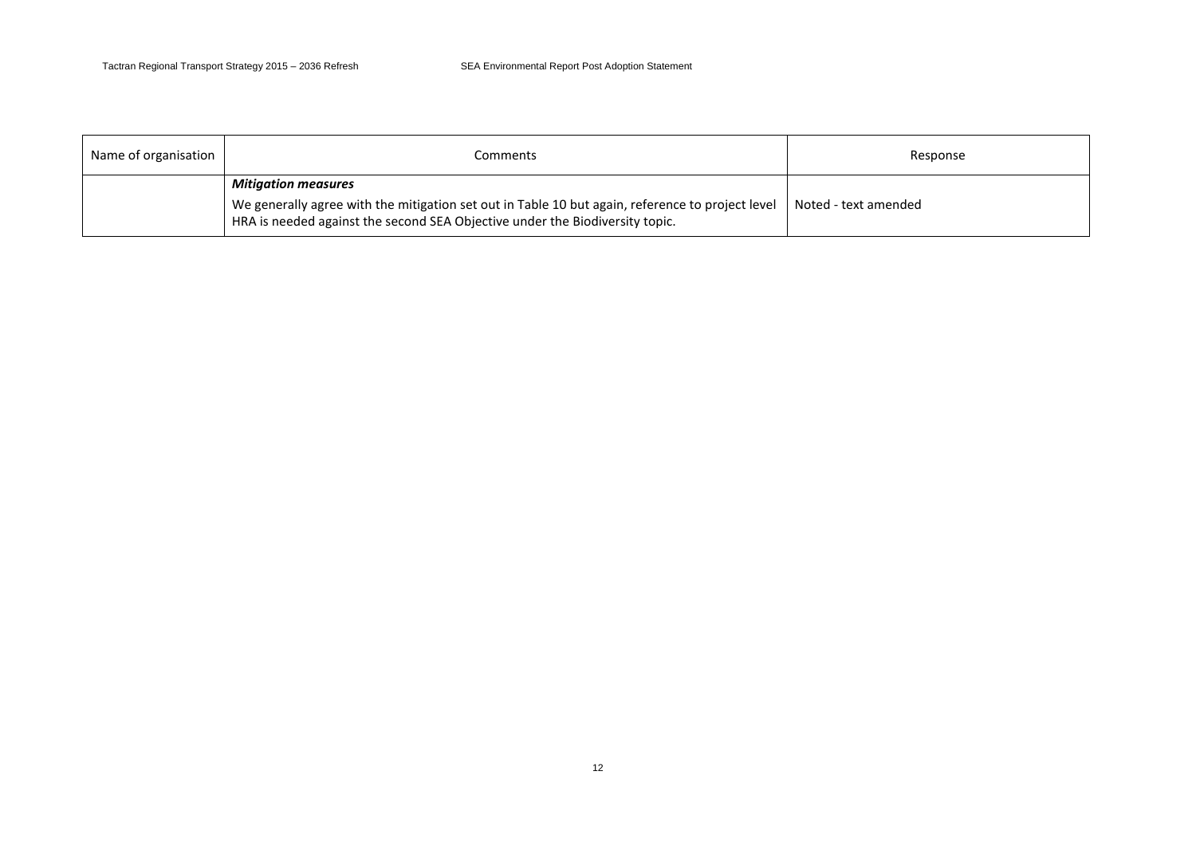| Name of organisation | Comments | Response |
|---|---|---|
| | ***Mitigation measures*** We generally agree with the mitigation set out in Table 10 but again, reference to project level HRA is needed against the second SEA Objective under the Biodiversity topic. | Noted - text amended |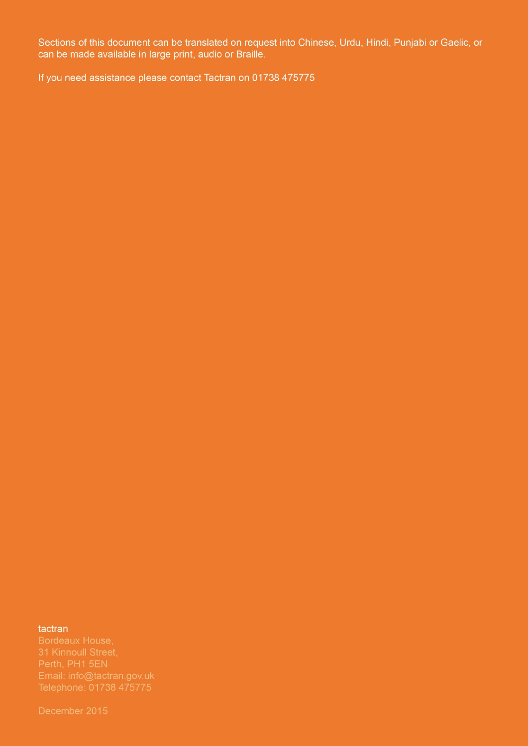Sections of this document can be translated on request into Chinese, Urdu, Hindi, Punjabi or Gaelic, or can be made available in large print, audio or Braille.

If you need assistance please contact Tactran on 01738 475775

tactran
Bordeaux House,
31 Kinnoull Street,
Perth, PH1 5EN
Email: info@tactran.gov.uk
Telephone: 01738 475775

December 2015